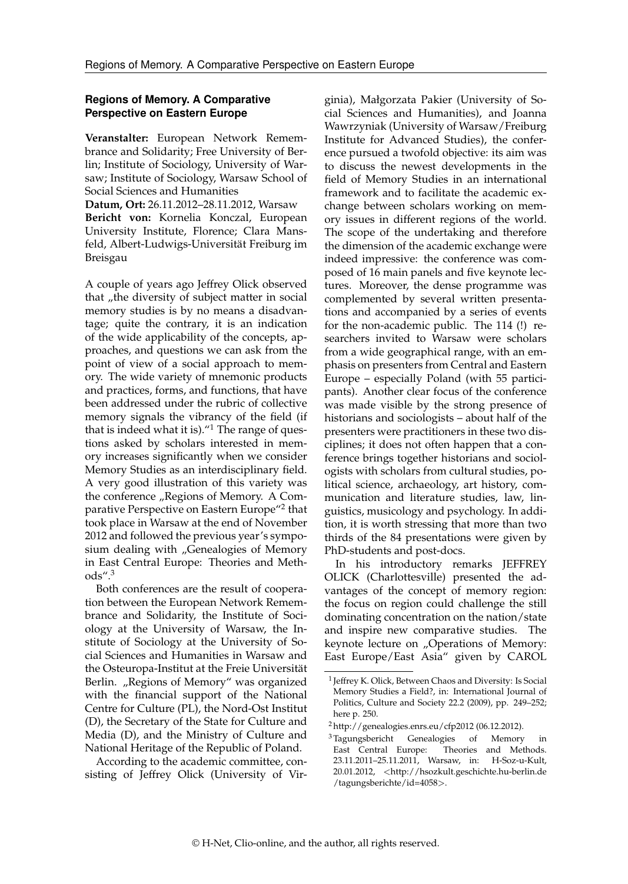## Regions of Memory. A Comparative Perspective on Eastern Europe

**Veranstalter:** European Network Remembrance and Solidarity; Free University of Berlin; Institute of Sociology, University of Warsaw; Institute of Sociology, Warsaw School of Social Sciences and Humanities
**Datum, Ort:** 26.11.2012–28.11.2012, Warsaw
**Bericht von:** Kornelia Konczal, European University Institute, Florence; Clara Mansfeld, Albert-Ludwigs-Universität Freiburg im Breisgau

A couple of years ago Jeffrey Olick observed that „the diversity of subject matter in social memory studies is by no means a disadvantage; quite the contrary, it is an indication of the wide applicability of the concepts, approaches, and questions we can ask from the point of view of a social approach to memory. The wide variety of mnemonic products and practices, forms, and functions, that have been addressed under the rubric of collective memory signals the vibrancy of the field (if that is indeed what it is)."[1] The range of questions asked by scholars interested in memory increases significantly when we consider Memory Studies as an interdisciplinary field. A very good illustration of this variety was the conference „Regions of Memory. A Comparative Perspective on Eastern Europe"[2] that took place in Warsaw at the end of November 2012 and followed the previous year's symposium dealing with „Genealogies of Memory in East Central Europe: Theories and Methods".[3]

Both conferences are the result of cooperation between the European Network Remembrance and Solidarity, the Institute of Sociology at the University of Warsaw, the Institute of Sociology at the University of Social Sciences and Humanities in Warsaw and the Osteuropa-Institut at the Freie Universität Berlin. „Regions of Memory" was organized with the financial support of the National Centre for Culture (PL), the Nord-Ost Institut (D), the Secretary of the State for Culture and Media (D), and the Ministry of Culture and National Heritage of the Republic of Poland.

According to the academic committee, consisting of Jeffrey Olick (University of Virginia), Małgorzata Pakier (University of Social Sciences and Humanities), and Joanna Wawrzyniak (University of Warsaw/Freiburg Institute for Advanced Studies), the conference pursued a twofold objective: its aim was to discuss the newest developments in the field of Memory Studies in an international framework and to facilitate the academic exchange between scholars working on memory issues in different regions of the world. The scope of the undertaking and therefore the dimension of the academic exchange were indeed impressive: the conference was composed of 16 main panels and five keynote lectures. Moreover, the dense programme was complemented by several written presentations and accompanied by a series of events for the non-academic public. The 114 (!) researchers invited to Warsaw were scholars from a wide geographical range, with an emphasis on presenters from Central and Eastern Europe – especially Poland (with 55 participants). Another clear focus of the conference was made visible by the strong presence of historians and sociologists – about half of the presenters were practitioners in these two disciplines; it does not often happen that a conference brings together historians and sociologists with scholars from cultural studies, political science, archaeology, art history, communication and literature studies, law, linguistics, musicology and psychology. In addition, it is worth stressing that more than two thirds of the 84 presentations were given by PhD-students and post-docs.

In his introductory remarks JEFFREY OLICK (Charlottesville) presented the advantages of the concept of memory region: the focus on region could challenge the still dominating concentration on the nation/state and inspire new comparative studies. The keynote lecture on „Operations of Memory: East Europe/East Asia" given by CAROL

---

[1] Jeffrey K. Olick, Between Chaos and Diversity: Is Social Memory Studies a Field?, in: International Journal of Politics, Culture and Society 22.2 (2009), pp. 249–252; here p. 250.

[2] http://genealogies.enrs.eu/cfp2012 (06.12.2012).

[3] Tagungsbericht Genealogies of Memory in East Central Europe: Theories and Methods. 23.11.2011–25.11.2011, Warsaw, in: H-Soz-u-Kult, 20.01.2012, <http://hsozkult.geschichte.hu-berlin.de/tagungsberichte/id=4058>.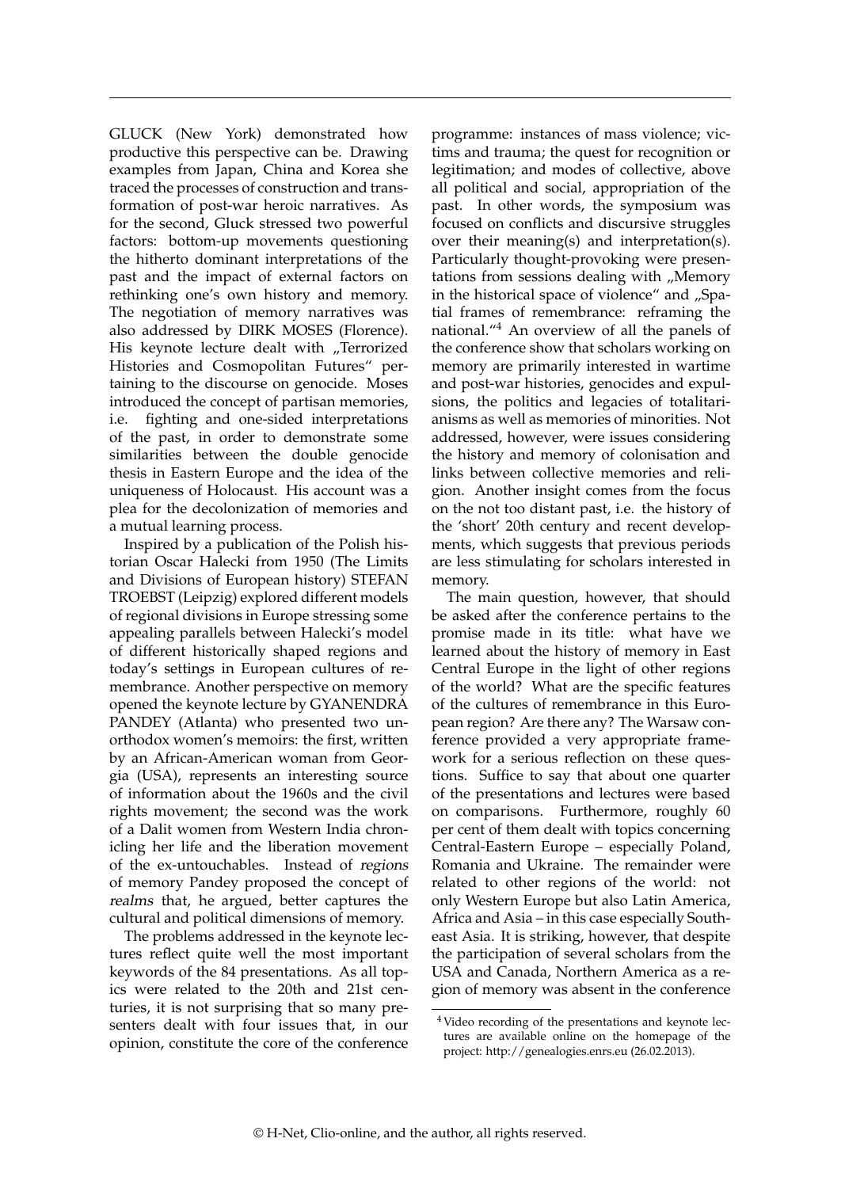GLUCK (New York) demonstrated how productive this perspective can be. Drawing examples from Japan, China and Korea she traced the processes of construction and transformation of post-war heroic narratives. As for the second, Gluck stressed two powerful factors: bottom-up movements questioning the hitherto dominant interpretations of the past and the impact of external factors on rethinking one's own history and memory. The negotiation of memory narratives was also addressed by DIRK MOSES (Florence). His keynote lecture dealt with „Terrorized Histories and Cosmopolitan Futures" pertaining to the discourse on genocide. Moses introduced the concept of partisan memories, i.e. fighting and one-sided interpretations of the past, in order to demonstrate some similarities between the double genocide thesis in Eastern Europe and the idea of the uniqueness of Holocaust. His account was a plea for the decolonization of memories and a mutual learning process.

Inspired by a publication of the Polish historian Oscar Halecki from 1950 (The Limits and Divisions of European history) STEFAN TROEBST (Leipzig) explored different models of regional divisions in Europe stressing some appealing parallels between Halecki's model of different historically shaped regions and today's settings in European cultures of remembrance. Another perspective on memory opened the keynote lecture by GYANENDRA PANDEY (Atlanta) who presented two unorthodox women's memoirs: the first, written by an African-American woman from Georgia (USA), represents an interesting source of information about the 1960s and the civil rights movement; the second was the work of a Dalit women from Western India chronicling her life and the liberation movement of the ex-untouchables. Instead of *regions* of memory Pandey proposed the concept of *realms* that, he argued, better captures the cultural and political dimensions of memory.

The problems addressed in the keynote lectures reflect quite well the most important keywords of the 84 presentations. As all topics were related to the 20th and 21st centuries, it is not surprising that so many presenters dealt with four issues that, in our opinion, constitute the core of the conference programme: instances of mass violence; victims and trauma; the quest for recognition or legitimation; and modes of collective, above all political and social, appropriation of the past. In other words, the symposium was focused on conflicts and discursive struggles over their meaning(s) and interpretation(s). Particularly thought-provoking were presentations from sessions dealing with „Memory in the historical space of violence" and „Spatial frames of remembrance: reframing the national."[4] An overview of all the panels of the conference show that scholars working on memory are primarily interested in wartime and post-war histories, genocides and expulsions, the politics and legacies of totalitarianisms as well as memories of minorities. Not addressed, however, were issues considering the history and memory of colonisation and links between collective memories and religion. Another insight comes from the focus on the not too distant past, i.e. the history of the 'short' 20th century and recent developments, which suggests that previous periods are less stimulating for scholars interested in memory.

The main question, however, that should be asked after the conference pertains to the promise made in its title: what have we learned about the history of memory in East Central Europe in the light of other regions of the world? What are the specific features of the cultures of remembrance in this European region? Are there any? The Warsaw conference provided a very appropriate framework for a serious reflection on these questions. Suffice to say that about one quarter of the presentations and lectures were based on comparisons. Furthermore, roughly 60 per cent of them dealt with topics concerning Central-Eastern Europe – especially Poland, Romania and Ukraine. The remainder were related to other regions of the world: not only Western Europe but also Latin America, Africa and Asia – in this case especially Southeast Asia. It is striking, however, that despite the participation of several scholars from the USA and Canada, Northern America as a region of memory was absent in the conference

[4] Video recording of the presentations and keynote lectures are available online on the homepage of the project: http://genealogies.enrs.eu (26.02.2013).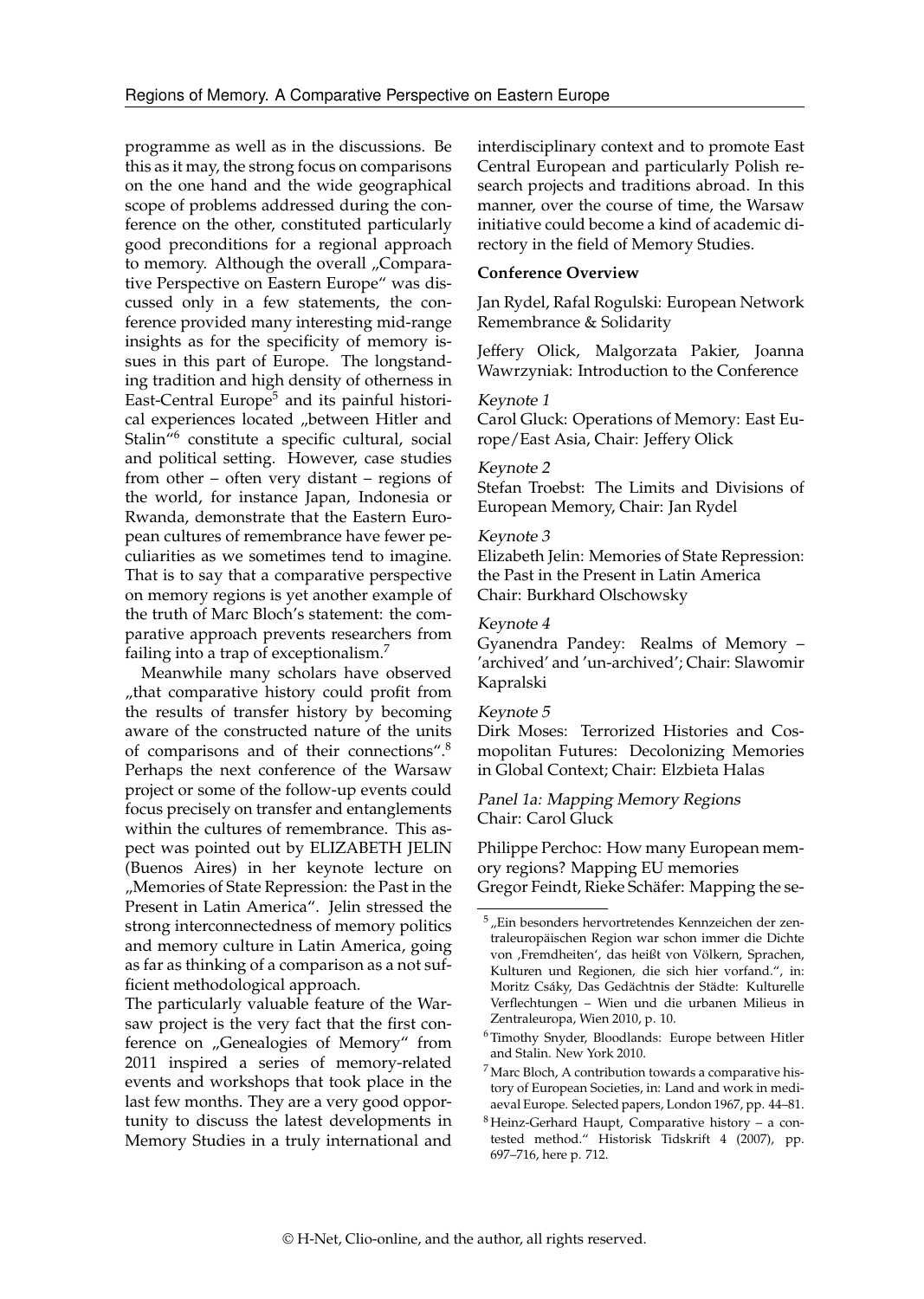programme as well as in the discussions. Be this as it may, the strong focus on comparisons on the one hand and the wide geographical scope of problems addressed during the conference on the other, constituted particularly good preconditions for a regional approach to memory. Although the overall „Comparative Perspective on Eastern Europe" was discussed only in a few statements, the conference provided many interesting mid-range insights as for the specificity of memory issues in this part of Europe. The longstanding tradition and high density of otherness in East-Central Europe[5] and its painful historical experiences located „between Hitler and Stalin"[6] constitute a specific cultural, social and political setting. However, case studies from other – often very distant – regions of the world, for instance Japan, Indonesia or Rwanda, demonstrate that the Eastern European cultures of remembrance have fewer peculiarities as we sometimes tend to imagine. That is to say that a comparative perspective on memory regions is yet another example of the truth of Marc Bloch's statement: the comparative approach prevents researchers from failing into a trap of exceptionalism.[7]

Meanwhile many scholars have observed „that comparative history could profit from the results of transfer history by becoming aware of the constructed nature of the units of comparisons and of their connections".[8] Perhaps the next conference of the Warsaw project or some of the follow-up events could focus precisely on transfer and entanglements within the cultures of remembrance. This aspect was pointed out by ELIZABETH JELIN (Buenos Aires) in her keynote lecture on „Memories of State Repression: the Past in the Present in Latin America". Jelin stressed the strong interconnectedness of memory politics and memory culture in Latin America, going as far as thinking of a comparison as a not sufficient methodological approach.

The particularly valuable feature of the Warsaw project is the very fact that the first conference on „Genealogies of Memory" from 2011 inspired a series of memory-related events and workshops that took place in the last few months. They are a very good opportunity to discuss the latest developments in Memory Studies in a truly international and interdisciplinary context and to promote East Central European and particularly Polish research projects and traditions abroad. In this manner, over the course of time, the Warsaw initiative could become a kind of academic directory in the field of Memory Studies.

**Conference Overview**

Jan Rydel, Rafal Rogulski: European Network Remembrance & Solidarity

Jeffery Olick, Malgorzata Pakier, Joanna Wawrzyniak: Introduction to the Conference

*Keynote 1*
Carol Gluck: Operations of Memory: East Europe/East Asia, Chair: Jeffery Olick

*Keynote 2*
Stefan Troebst: The Limits and Divisions of European Memory, Chair: Jan Rydel

*Keynote 3*
Elizabeth Jelin: Memories of State Repression: the Past in the Present in Latin America
Chair: Burkhard Olschowsky

*Keynote 4*
Gyanendra Pandey: Realms of Memory – 'archived' and 'un-archived'; Chair: Slawomir Kapralski

*Keynote 5*
Dirk Moses: Terrorized Histories and Cosmopolitan Futures: Decolonizing Memories in Global Context; Chair: Elzbieta Halas

*Panel 1a: Mapping Memory Regions*
Chair: Carol Gluck

Philippe Perchoc: How many European memory regions? Mapping EU memories
Gregor Feindt, Rieke Schäfer: Mapping the se-

---

[5] „Ein besonders hervortretendes Kennzeichen der zentraleuropäischen Region war schon immer die Dichte von ‚Fremdheiten', das heißt von Völkern, Sprachen, Kulturen und Regionen, die sich hier vorfand.", in: Moritz Csáky, Das Gedächtnis der Städte: Kulturelle Verflechtungen – Wien und die urbanen Milieus in Zentraleuropa, Wien 2010, p. 10.

[6] Timothy Snyder, Bloodlands: Europe between Hitler and Stalin. New York 2010.

[7] Marc Bloch, A contribution towards a comparative history of European Societies, in: Land and work in mediaeval Europe. Selected papers, London 1967, pp. 44–81.

[8] Heinz-Gerhard Haupt, Comparative history – a contested method." Historisk Tidskrift 4 (2007), pp. 697–716, here p. 712.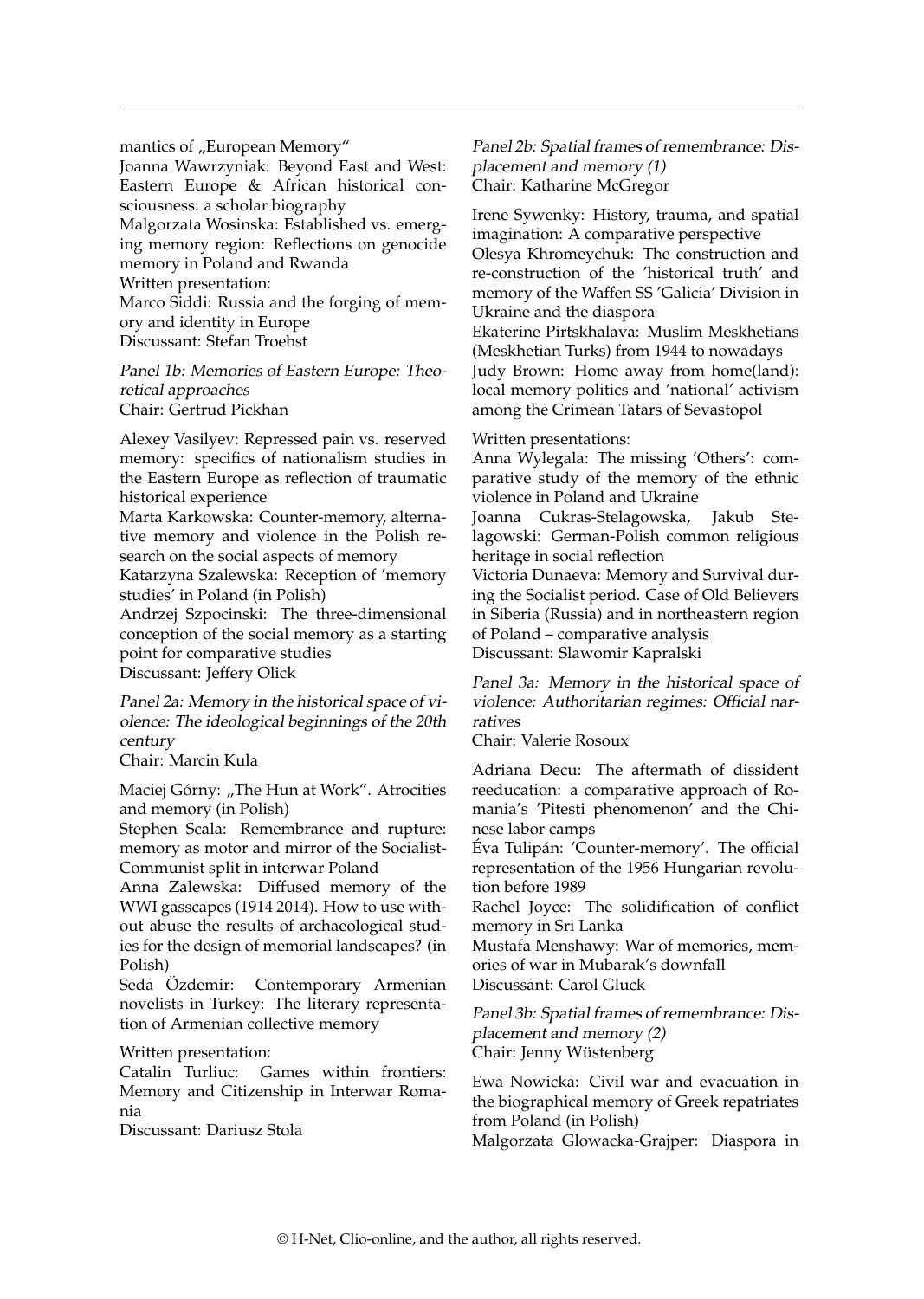mantics of „European Memory"

Joanna Wawrzyniak: Beyond East and West: Eastern Europe & African historical consciousness: a scholar biography

Malgorzata Wosinska: Established vs. emerging memory region: Reflections on genocide memory in Poland and Rwanda

Written presentation:

Marco Siddi: Russia and the forging of memory and identity in Europe

Discussant: Stefan Troebst

*Panel 1b: Memories of Eastern Europe: Theoretical approaches*

Chair: Gertrud Pickhan

Alexey Vasilyev: Repressed pain vs. reserved memory: specifics of nationalism studies in the Eastern Europe as reflection of traumatic historical experience

Marta Karkowska: Counter-memory, alternative memory and violence in the Polish research on the social aspects of memory

Katarzyna Szalewska: Reception of 'memory studies' in Poland (in Polish)

Andrzej Szpocinski: The three-dimensional conception of the social memory as a starting point for comparative studies

Discussant: Jeffery Olick

*Panel 2a: Memory in the historical space of violence: The ideological beginnings of the 20th century*

Chair: Marcin Kula

Maciej Górny: „The Hun at Work". Atrocities and memory (in Polish)

Stephen Scala: Remembrance and rupture: memory as motor and mirror of the Socialist-Communist split in interwar Poland

Anna Zalewska: Diffused memory of the WWI gasscapes (1914 2014). How to use without abuse the results of archaeological studies for the design of memorial landscapes? (in Polish)

Seda Özdemir: Contemporary Armenian novelists in Turkey: The literary representation of Armenian collective memory

Written presentation:

Catalin Turliuc: Games within frontiers: Memory and Citizenship in Interwar Romania

Discussant: Dariusz Stola

*Panel 2b: Spatial frames of remembrance: Displacement and memory (1)*

Chair: Katharine McGregor

Irene Sywenky: History, trauma, and spatial imagination: A comparative perspective

Olesya Khromeychuk: The construction and re-construction of the 'historical truth' and memory of the Waffen SS 'Galicia' Division in Ukraine and the diaspora

Ekaterine Pirtskhalava: Muslim Meskhetians (Meskhetian Turks) from 1944 to nowadays

Judy Brown: Home away from home(land): local memory politics and 'national' activism among the Crimean Tatars of Sevastopol

Written presentations:

Anna Wylegala: The missing 'Others': comparative study of the memory of the ethnic violence in Poland and Ukraine

Joanna Cukras-Stelagowska, Jakub Stelagowski: German-Polish common religious heritage in social reflection

Victoria Dunaeva: Memory and Survival during the Socialist period. Case of Old Believers in Siberia (Russia) and in northeastern region of Poland – comparative analysis

Discussant: Slawomir Kapralski

*Panel 3a: Memory in the historical space of violence: Authoritarian regimes: Official narratives*

Chair: Valerie Rosoux

Adriana Decu: The aftermath of dissident reeducation: a comparative approach of Romania's 'Pitesti phenomenon' and the Chinese labor camps

Éva Tulipán: 'Counter-memory'. The official representation of the 1956 Hungarian revolution before 1989

Rachel Joyce: The solidification of conflict memory in Sri Lanka

Mustafa Menshawy: War of memories, memories of war in Mubarak's downfall

Discussant: Carol Gluck

*Panel 3b: Spatial frames of remembrance: Displacement and memory (2)*

Chair: Jenny Wüstenberg

Ewa Nowicka: Civil war and evacuation in the biographical memory of Greek repatriates from Poland (in Polish)

Malgorzata Glowacka-Grajper: Diaspora in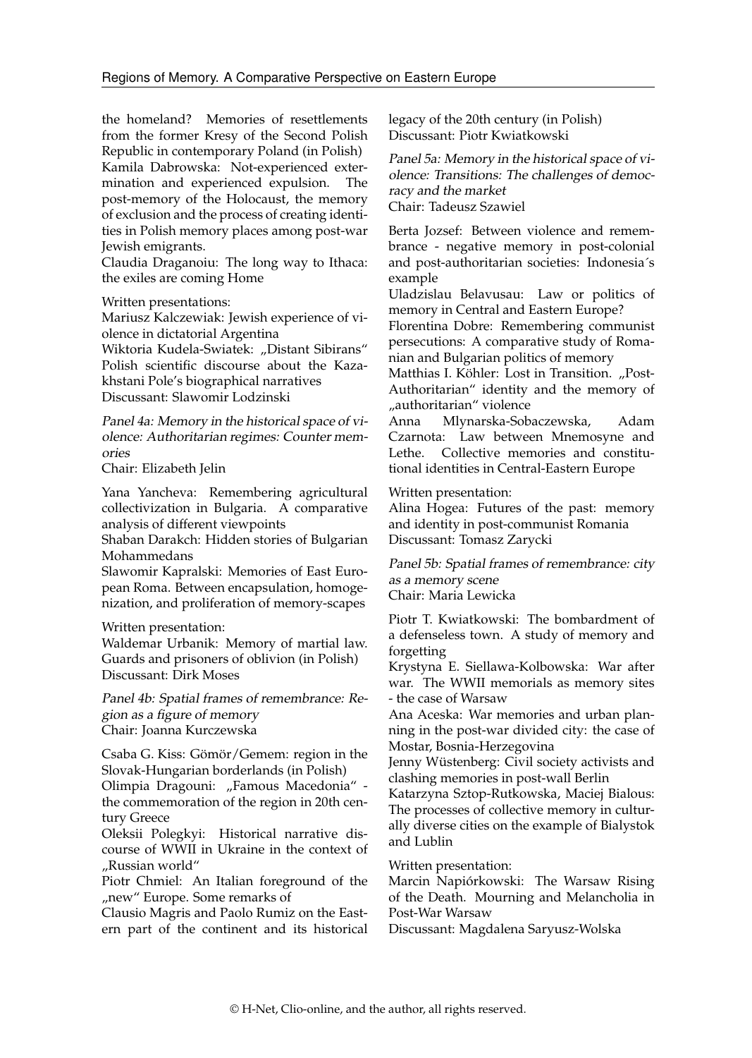the homeland? Memories of resettlements from the former Kresy of the Second Polish Republic in contemporary Poland (in Polish)
Kamila Dabrowska: Not-experienced extermination and experienced expulsion. The post-memory of the Holocaust, the memory of exclusion and the process of creating identities in Polish memory places among post-war Jewish emigrants.
Claudia Draganoiu: The long way to Ithaca: the exiles are coming Home

Written presentations:
Mariusz Kalczewiak: Jewish experience of violence in dictatorial Argentina
Wiktoria Kudela-Swiatek: „Distant Sibirans" Polish scientific discourse about the Kazakhstani Pole's biographical narratives
Discussant: Slawomir Lodzinski

*Panel 4a: Memory in the historical space of violence: Authoritarian regimes: Counter memories*
Chair: Elizabeth Jelin

Yana Yancheva: Remembering agricultural collectivization in Bulgaria. A comparative analysis of different viewpoints
Shaban Darakch: Hidden stories of Bulgarian Mohammedans
Slawomir Kapralski: Memories of East European Roma. Between encapsulation, homogenization, and proliferation of memory-scapes

Written presentation:
Waldemar Urbanik: Memory of martial law. Guards and prisoners of oblivion (in Polish)
Discussant: Dirk Moses

*Panel 4b: Spatial frames of remembrance: Region as a figure of memory*
Chair: Joanna Kurczewska

Csaba G. Kiss: Gömör/Gemem: region in the Slovak-Hungarian borderlands (in Polish)
Olimpia Dragouni: „Famous Macedonia" - the commemoration of the region in 20th century Greece
Oleksii Polegkyi: Historical narrative discourse of WWII in Ukraine in the context of „Russian world"
Piotr Chmiel: An Italian foreground of the „new" Europe. Some remarks of
Clausio Magris and Paolo Rumiz on the Eastern part of the continent and its historical legacy of the 20th century (in Polish)
Discussant: Piotr Kwiatkowski

*Panel 5a: Memory in the historical space of violence: Transitions: The challenges of democracy and the market*
Chair: Tadeusz Szawiel

Berta Jozsef: Between violence and remembrance - negative memory in post-colonial and post-authoritarian societies: Indonesia´s example
Uladzislau Belavusau: Law or politics of memory in Central and Eastern Europe?
Florentina Dobre: Remembering communist persecutions: A comparative study of Romanian and Bulgarian politics of memory
Matthias I. Köhler: Lost in Transition. „Post-Authoritarian" identity and the memory of „authoritarian" violence
Anna Mlynarska-Sobaczewska, Adam Czarnota: Law between Mnemosyne and Lethe. Collective memories and constitutional identities in Central-Eastern Europe

Written presentation:
Alina Hogea: Futures of the past: memory and identity in post-communist Romania
Discussant: Tomasz Zarycki

*Panel 5b: Spatial frames of remembrance: city as a memory scene*
Chair: Maria Lewicka

Piotr T. Kwiatkowski: The bombardment of a defenseless town. A study of memory and forgetting
Krystyna E. Siellawa-Kolbowska: War after war. The WWII memorials as memory sites - the case of Warsaw
Ana Aceska: War memories and urban planning in the post-war divided city: the case of Mostar, Bosnia-Herzegovina
Jenny Wüstenberg: Civil society activists and clashing memories in post-wall Berlin
Katarzyna Sztop-Rutkowska, Maciej Bialous: The processes of collective memory in culturally diverse cities on the example of Bialystok and Lublin

Written presentation:
Marcin Napiórkowski: The Warsaw Rising of the Death. Mourning and Melancholia in Post-War Warsaw
Discussant: Magdalena Saryusz-Wolska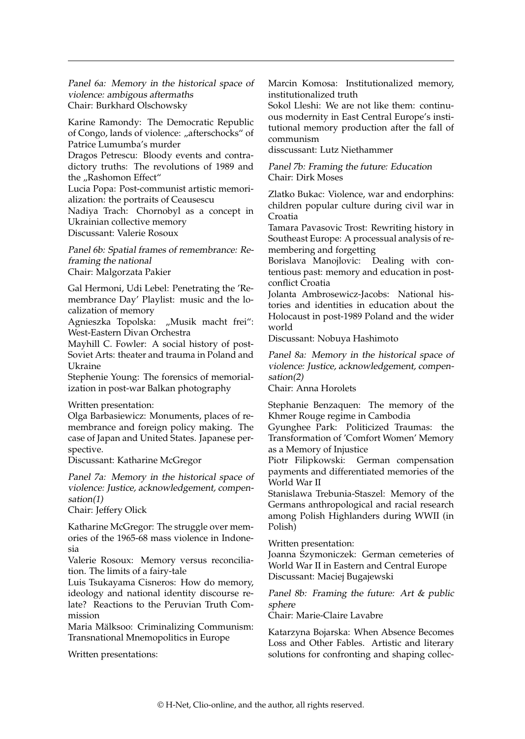*Panel 6a: Memory in the historical space of violence: ambigous aftermaths*
Chair: Burkhard Olschowsky

Karine Ramondy: The Democratic Republic of Congo, lands of violence: „afterschocks" of Patrice Lumumba's murder
Dragos Petrescu: Bloody events and contradictory truths: The revolutions of 1989 and the „Rashomon Effect"
Lucia Popa: Post-communist artistic memorialization: the portraits of Ceausescu
Nadiya Trach: Chornobyl as a concept in Ukrainian collective memory
Discussant: Valerie Rosoux

*Panel 6b: Spatial frames of remembrance: Reframing the national*
Chair: Malgorzata Pakier

Gal Hermoni, Udi Lebel: Penetrating the 'Remembrance Day' Playlist: music and the localization of memory
Agnieszka Topolska: „Musik macht frei": West-Eastern Divan Orchestra
Mayhill C. Fowler: A social history of post-Soviet Arts: theater and trauma in Poland and Ukraine
Stephenie Young: The forensics of memorialization in post-war Balkan photography

Written presentation:
Olga Barbasiewicz: Monuments, places of remembrance and foreign policy making. The case of Japan and United States. Japanese perspective.
Discussant: Katharine McGregor

*Panel 7a: Memory in the historical space of violence: Justice, acknowledgement, compensation(1)*
Chair: Jeffery Olick

Katharine McGregor: The struggle over memories of the 1965-68 mass violence in Indonesia
Valerie Rosoux: Memory versus reconciliation. The limits of a fairy-tale
Luis Tsukayama Cisneros: How do memory, ideology and national identity discourse relate? Reactions to the Peruvian Truth Commission
Maria Mälksoo: Criminalizing Communism: Transnational Mnemopolitics in Europe

Written presentations:
Marcin Komosa: Institutionalized memory, institutionalized truth
Sokol Lleshi: We are not like them: continuous modernity in East Central Europe's institutional memory production after the fall of communism
disscussant: Lutz Niethammer

*Panel 7b: Framing the future: Education*
Chair: Dirk Moses

Zlatko Bukac: Violence, war and endorphins: children popular culture during civil war in Croatia
Tamara Pavasovic Trost: Rewriting history in Southeast Europe: A processual analysis of remembering and forgetting
Borislava Manojlovic: Dealing with contentious past: memory and education in post-conflict Croatia
Jolanta Ambrosewicz-Jacobs: National histories and identities in education about the Holocaust in post-1989 Poland and the wider world
Discussant: Nobuya Hashimoto

*Panel 8a: Memory in the historical space of violence: Justice, acknowledgement, compensation(2)*
Chair: Anna Horolets

Stephanie Benzaquen: The memory of the Khmer Rouge regime in Cambodia
Gyunghee Park: Politicized Traumas: the Transformation of 'Comfort Women' Memory as a Memory of Injustice
Piotr Filipkowski: German compensation payments and differentiated memories of the World War II
Stanislawa Trebunia-Staszel: Memory of the Germans anthropological and racial research among Polish Highlanders during WWII (in Polish)

Written presentation:
Joanna Szymoniczek: German cemeteries of World War II in Eastern and Central Europe
Discussant: Maciej Bugajewski

*Panel 8b: Framing the future: Art & public sphere*
Chair: Marie-Claire Lavabre

Katarzyna Bojarska: When Absence Becomes Loss and Other Fables. Artistic and literary solutions for confronting and shaping collec-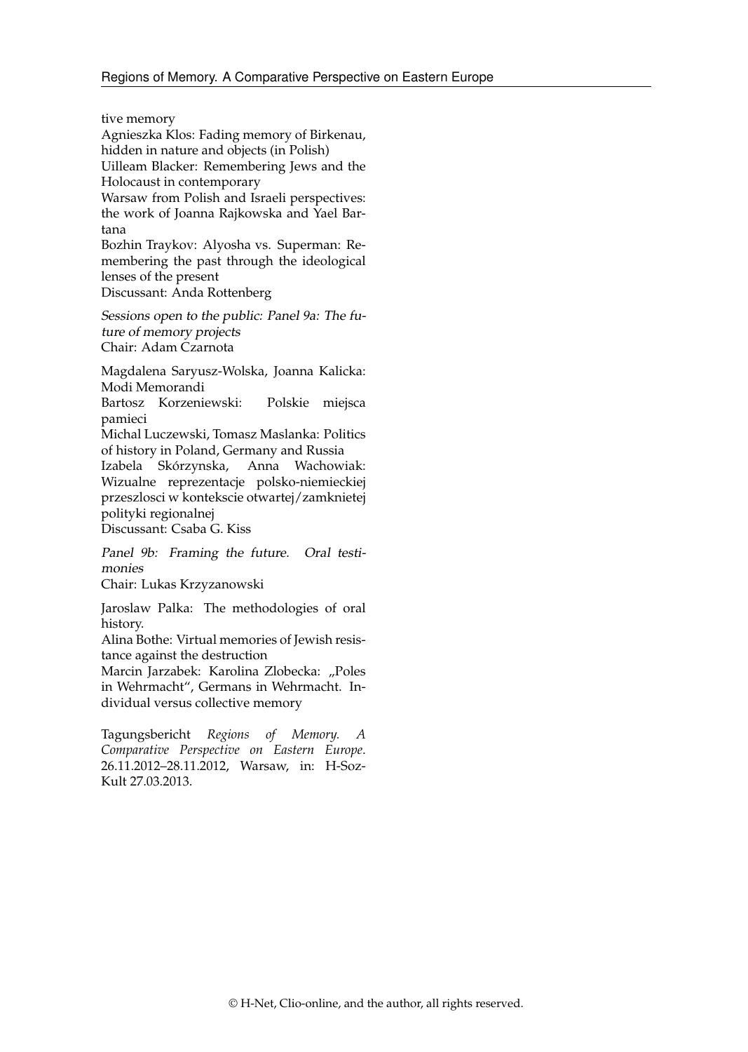tive memory

Agnieszka Klos: Fading memory of Birkenau, hidden in nature and objects (in Polish)

Uilleam Blacker: Remembering Jews and the Holocaust in contemporary

Warsaw from Polish and Israeli perspectives: the work of Joanna Rajkowska and Yael Bartana

Bozhin Traykov: Alyosha vs. Superman: Remembering the past through the ideological lenses of the present

Discussant: Anda Rottenberg

*Sessions open to the public: Panel 9a: The future of memory projects*

Chair: Adam Czarnota

Magdalena Saryusz-Wolska, Joanna Kalicka: Modi Memorandi

Bartosz Korzeniewski: Polskie miejsca pamieci

Michal Luczewski, Tomasz Maslanka: Politics of history in Poland, Germany and Russia

Izabela Skórzynska, Anna Wachowiak: Wizualne reprezentacje polsko-niemieckiej przeszlosci w kontekscie otwartej/zamknietej polityki regionalnej

Discussant: Csaba G. Kiss

*Panel 9b: Framing the future. Oral testimonies*

Chair: Lukas Krzyzanowski

Jaroslaw Palka: The methodologies of oral history.

Alina Bothe: Virtual memories of Jewish resistance against the destruction

Marcin Jarzabek: Karolina Zlobecka: „Poles in Wehrmacht", Germans in Wehrmacht. Individual versus collective memory

Tagungsbericht *Regions of Memory. A Comparative Perspective on Eastern Europe*. 26.11.2012–28.11.2012, Warsaw, in: H-Soz-Kult 27.03.2013.